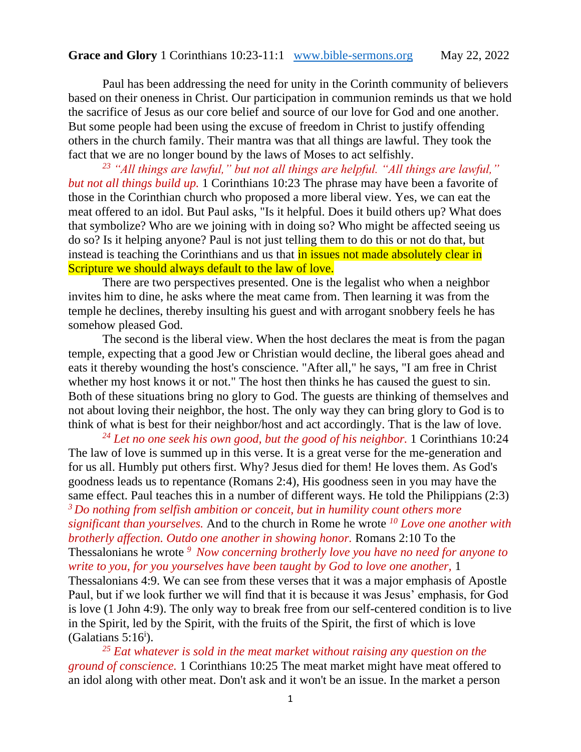**Grace and Glory** 1 Corinthians 10:23-11:1 www.bible-sermons.org May 22, 2022

Paul has been addressing the need for unity in the Corinth community of believers based on their oneness in Christ. Our participation in communion reminds us that we hold the sacrifice of Jesus as our core belief and source of our love for God and one another. But some people had been using the excuse of freedom in Christ to justify offending others in the church family. Their mantra was that all things are lawful. They took the fact that we are no longer bound by the laws of Moses to act selfishly.

*[23] "All things are lawful," but not all things are helpful. "All things are lawful," but not all things build up.* 1 Corinthians 10:23 The phrase may have been a favorite of those in the Corinthian church who proposed a more liberal view. Yes, we can eat the meat offered to an idol. But Paul asks, "Is it helpful. Does it build others up? What does that symbolize? Who are we joining with in doing so? Who might be affected seeing us do so? Is it helping anyone? Paul is not just telling them to do this or not do that, but instead is teaching the Corinthians and us that in issues not made absolutely clear in Scripture we should always default to the law of love.

There are two perspectives presented. One is the legalist who when a neighbor invites him to dine, he asks where the meat came from. Then learning it was from the temple he declines, thereby insulting his guest and with arrogant snobbery feels he has somehow pleased God.

The second is the liberal view. When the host declares the meat is from the pagan temple, expecting that a good Jew or Christian would decline, the liberal goes ahead and eats it thereby wounding the host's conscience. "After all," he says, "I am free in Christ whether my host knows it or not." The host then thinks he has caused the guest to sin. Both of these situations bring no glory to God. The guests are thinking of themselves and not about loving their neighbor, the host. The only way they can bring glory to God is to think of what is best for their neighbor/host and act accordingly. That is the law of love.

*[24] Let no one seek his own good, but the good of his neighbor.* 1 Corinthians 10:24 The law of love is summed up in this verse. It is a great verse for the me-generation and for us all. Humbly put others first. Why? Jesus died for them! He loves them. As God's goodness leads us to repentance (Romans 2:4), His goodness seen in you may have the same effect. Paul teaches this in a number of different ways. He told the Philippians (2:3) *[3] Do nothing from selfish ambition or conceit, but in humility count others more significant than yourselves.* And to the church in Rome he wrote *[10] Love one another with brotherly affection. Outdo one another in showing honor.* Romans 2:10 To the Thessalonians he wrote *[9] Now concerning brotherly love you have no need for anyone to write to you, for you yourselves have been taught by God to love one another,* 1 Thessalonians 4:9. We can see from these verses that it was a major emphasis of Apostle Paul, but if we look further we will find that it is because it was Jesus' emphasis, for God is love (1 John 4:9). The only way to break free from our self-centered condition is to live in the Spirit, led by the Spirit, with the fruits of the Spirit, the first of which is love (Galatians 5:16[i]).

*[25] Eat whatever is sold in the meat market without raising any question on the ground of conscience.* 1 Corinthians 10:25 The meat market might have meat offered to an idol along with other meat. Don't ask and it won't be an issue. In the market a person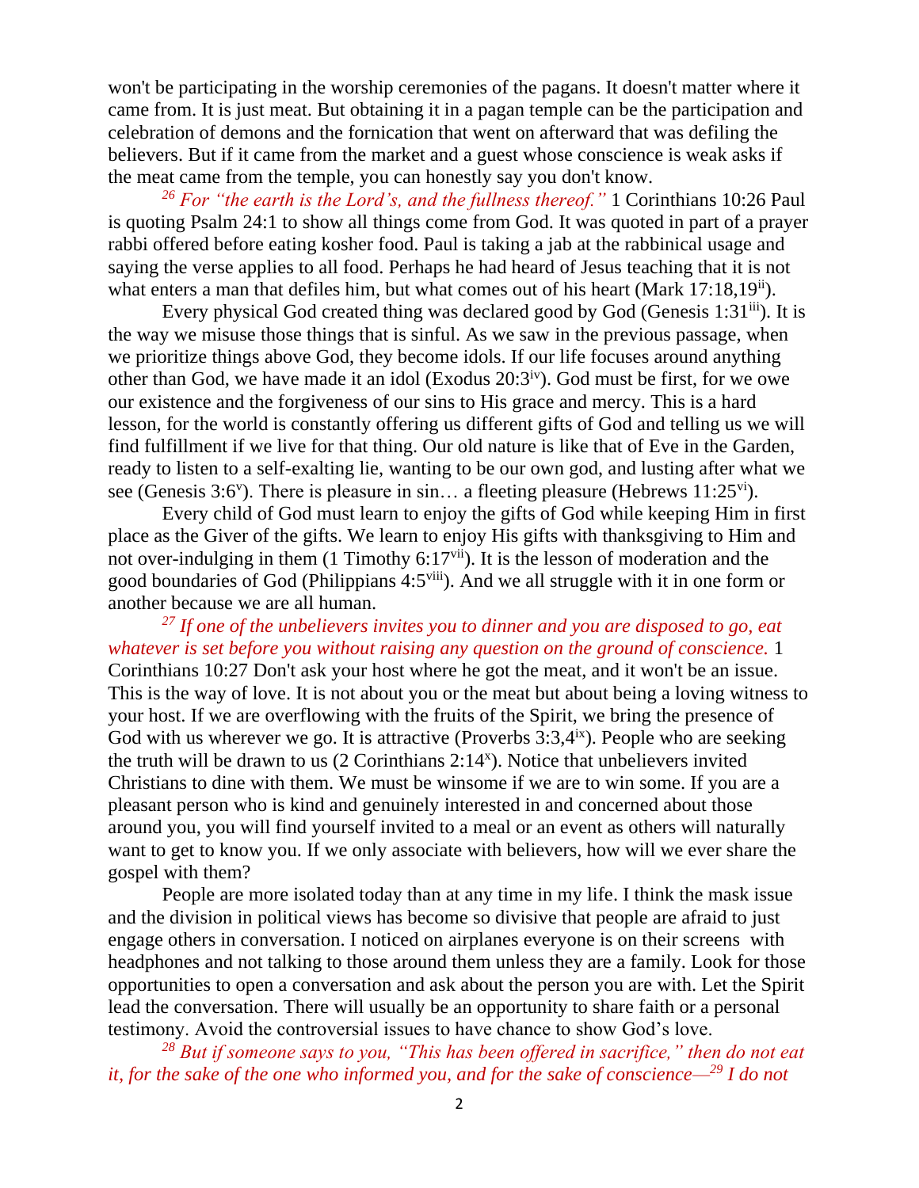won't be participating in the worship ceremonies of the pagans. It doesn't matter where it came from. It is just meat. But obtaining it in a pagan temple can be the participation and celebration of demons and the fornication that went on afterward that was defiling the believers. But if it came from the market and a guest whose conscience is weak asks if the meat came from the temple, you can honestly say you don't know.

*26 For "the earth is the Lord's, and the fullness thereof."* 1 Corinthians 10:26 Paul is quoting Psalm 24:1 to show all things come from God. It was quoted in part of a prayer rabbi offered before eating kosher food. Paul is taking a jab at the rabbinical usage and saying the verse applies to all food. Perhaps he had heard of Jesus teaching that it is not what enters a man that defiles him, but what comes out of his heart (Mark 17:18,19[ii]).

Every physical God created thing was declared good by God (Genesis 1:31[iii]). It is the way we misuse those things that is sinful. As we saw in the previous passage, when we prioritize things above God, they become idols. If our life focuses around anything other than God, we have made it an idol (Exodus 20:3[iv]). God must be first, for we owe our existence and the forgiveness of our sins to His grace and mercy. This is a hard lesson, for the world is constantly offering us different gifts of God and telling us we will find fulfillment if we live for that thing. Our old nature is like that of Eve in the Garden, ready to listen to a self-exalting lie, wanting to be our own god, and lusting after what we see (Genesis 3:6[v]). There is pleasure in sin… a fleeting pleasure (Hebrews 11:25[vi]).

Every child of God must learn to enjoy the gifts of God while keeping Him in first place as the Giver of the gifts. We learn to enjoy His gifts with thanksgiving to Him and not over-indulging in them (1 Timothy 6:17[vii]). It is the lesson of moderation and the good boundaries of God (Philippians 4:5[viii]). And we all struggle with it in one form or another because we are all human.

*27 If one of the unbelievers invites you to dinner and you are disposed to go, eat whatever is set before you without raising any question on the ground of conscience.* 1 Corinthians 10:27 Don't ask your host where he got the meat, and it won't be an issue. This is the way of love. It is not about you or the meat but about being a loving witness to your host. If we are overflowing with the fruits of the Spirit, we bring the presence of God with us wherever we go. It is attractive (Proverbs 3:3,4[ix]). People who are seeking the truth will be drawn to us (2 Corinthians 2:14[x]). Notice that unbelievers invited Christians to dine with them. We must be winsome if we are to win some. If you are a pleasant person who is kind and genuinely interested in and concerned about those around you, you will find yourself invited to a meal or an event as others will naturally want to get to know you. If we only associate with believers, how will we ever share the gospel with them?

People are more isolated today than at any time in my life. I think the mask issue and the division in political views has become so divisive that people are afraid to just engage others in conversation. I noticed on airplanes everyone is on their screens with headphones and not talking to those around them unless they are a family. Look for those opportunities to open a conversation and ask about the person you are with. Let the Spirit lead the conversation. There will usually be an opportunity to share faith or a personal testimony. Avoid the controversial issues to have chance to show God's love.

*28 But if someone says to you, "This has been offered in sacrifice," then do not eat it, for the sake of the one who informed you, and for the sake of conscience—29 I do not*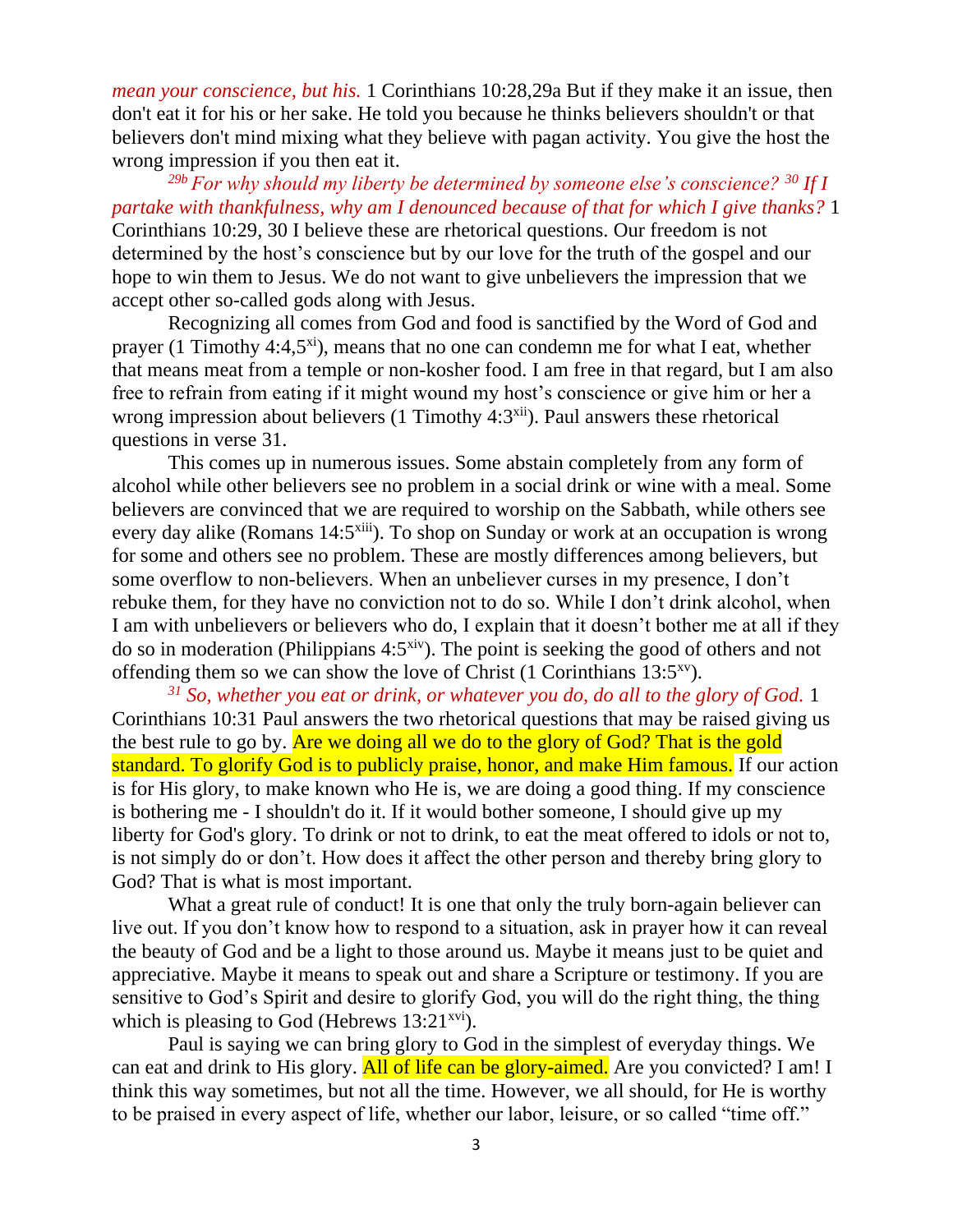*mean your conscience, but his.* 1 Corinthians 10:28,29a But if they make it an issue, then don't eat it for his or her sake. He told you because he thinks believers shouldn't or that believers don't mind mixing what they believe with pagan activity. You give the host the wrong impression if you then eat it.

*29b For why should my liberty be determined by someone else's conscience? 30 If I partake with thankfulness, why am I denounced because of that for which I give thanks?* 1 Corinthians 10:29, 30 I believe these are rhetorical questions. Our freedom is not determined by the host's conscience but by our love for the truth of the gospel and our hope to win them to Jesus. We do not want to give unbelievers the impression that we accept other so-called gods along with Jesus.

Recognizing all comes from God and food is sanctified by the Word of God and prayer (1 Timothy 4:4,5[xi]), means that no one can condemn me for what I eat, whether that means meat from a temple or non-kosher food. I am free in that regard, but I am also free to refrain from eating if it might wound my host's conscience or give him or her a wrong impression about believers (1 Timothy 4:3[xii]). Paul answers these rhetorical questions in verse 31.

This comes up in numerous issues. Some abstain completely from any form of alcohol while other believers see no problem in a social drink or wine with a meal. Some believers are convinced that we are required to worship on the Sabbath, while others see every day alike (Romans 14:5[xiii]). To shop on Sunday or work at an occupation is wrong for some and others see no problem. These are mostly differences among believers, but some overflow to non-believers. When an unbeliever curses in my presence, I don't rebuke them, for they have no conviction not to do so. While I don't drink alcohol, when I am with unbelievers or believers who do, I explain that it doesn't bother me at all if they do so in moderation (Philippians 4:5[xiv]). The point is seeking the good of others and not offending them so we can show the love of Christ (1 Corinthians 13:5[xv]).

*31 So, whether you eat or drink, or whatever you do, do all to the glory of God.* 1 Corinthians 10:31 Paul answers the two rhetorical questions that may be raised giving us the best rule to go by. Are we doing all we do to the glory of God? That is the gold standard. To glorify God is to publicly praise, honor, and make Him famous. If our action is for His glory, to make known who He is, we are doing a good thing. If my conscience is bothering me - I shouldn't do it. If it would bother someone, I should give up my liberty for God's glory. To drink or not to drink, to eat the meat offered to idols or not to, is not simply do or don't. How does it affect the other person and thereby bring glory to God? That is what is most important.

What a great rule of conduct! It is one that only the truly born-again believer can live out. If you don't know how to respond to a situation, ask in prayer how it can reveal the beauty of God and be a light to those around us. Maybe it means just to be quiet and appreciative. Maybe it means to speak out and share a Scripture or testimony. If you are sensitive to God's Spirit and desire to glorify God, you will do the right thing, the thing which is pleasing to God (Hebrews 13:21[xvi]).

Paul is saying we can bring glory to God in the simplest of everyday things. We can eat and drink to His glory. All of life can be glory-aimed. Are you convicted? I am! I think this way sometimes, but not all the time. However, we all should, for He is worthy to be praised in every aspect of life, whether our labor, leisure, or so called "time off."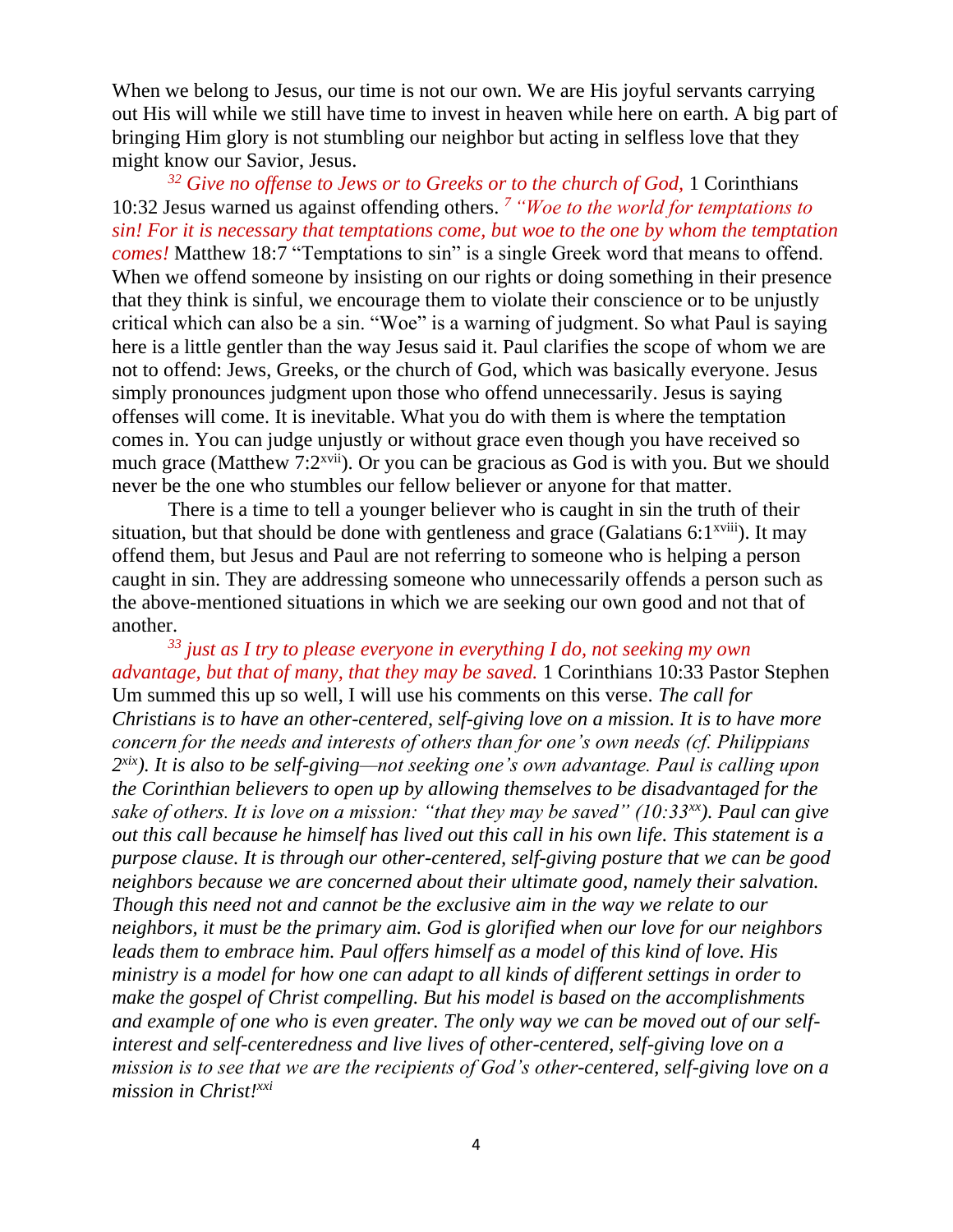When we belong to Jesus, our time is not our own. We are His joyful servants carrying out His will while we still have time to invest in heaven while here on earth. A big part of bringing Him glory is not stumbling our neighbor but acting in selfless love that they might know our Savior, Jesus.

*[32] Give no offense to Jews or to Greeks or to the church of God,* 1 Corinthians 10:32 Jesus warned us against offending others. *[7] "Woe to the world for temptations to sin! For it is necessary that temptations come, but woe to the one by whom the temptation comes!* Matthew 18:7 "Temptations to sin" is a single Greek word that means to offend. When we offend someone by insisting on our rights or doing something in their presence that they think is sinful, we encourage them to violate their conscience or to be unjustly critical which can also be a sin. "Woe" is a warning of judgment. So what Paul is saying here is a little gentler than the way Jesus said it. Paul clarifies the scope of whom we are not to offend: Jews, Greeks, or the church of God, which was basically everyone. Jesus simply pronounces judgment upon those who offend unnecessarily. Jesus is saying offenses will come. It is inevitable. What you do with them is where the temptation comes in. You can judge unjustly or without grace even though you have received so much grace (Matthew 7:2[xvii]). Or you can be gracious as God is with you. But we should never be the one who stumbles our fellow believer or anyone for that matter.

There is a time to tell a younger believer who is caught in sin the truth of their situation, but that should be done with gentleness and grace (Galatians 6:1[xviii]). It may offend them, but Jesus and Paul are not referring to someone who is helping a person caught in sin. They are addressing someone who unnecessarily offends a person such as the above-mentioned situations in which we are seeking our own good and not that of another.

*[33] just as I try to please everyone in everything I do, not seeking my own advantage, but that of many, that they may be saved.* 1 Corinthians 10:33 Pastor Stephen Um summed this up so well, I will use his comments on this verse. *The call for Christians is to have an other-centered, self-giving love on a mission. It is to have more concern for the needs and interests of others than for one's own needs (cf. Philippians 2[xix]). It is also to be self-giving—not seeking one's own advantage. Paul is calling upon the Corinthian believers to open up by allowing themselves to be disadvantaged for the sake of others. It is love on a mission: "that they may be saved" (10:33[xx]). Paul can give out this call because he himself has lived out this call in his own life. This statement is a purpose clause. It is through our other-centered, self-giving posture that we can be good neighbors because we are concerned about their ultimate good, namely their salvation. Though this need not and cannot be the exclusive aim in the way we relate to our neighbors, it must be the primary aim. God is glorified when our love for our neighbors leads them to embrace him. Paul offers himself as a model of this kind of love. His ministry is a model for how one can adapt to all kinds of different settings in order to make the gospel of Christ compelling. But his model is based on the accomplishments and example of one who is even greater. The only way we can be moved out of our self-interest and self-centeredness and live lives of other-centered, self-giving love on a mission is to see that we are the recipients of God's other-centered, self-giving love on a mission in Christ!*[xxi]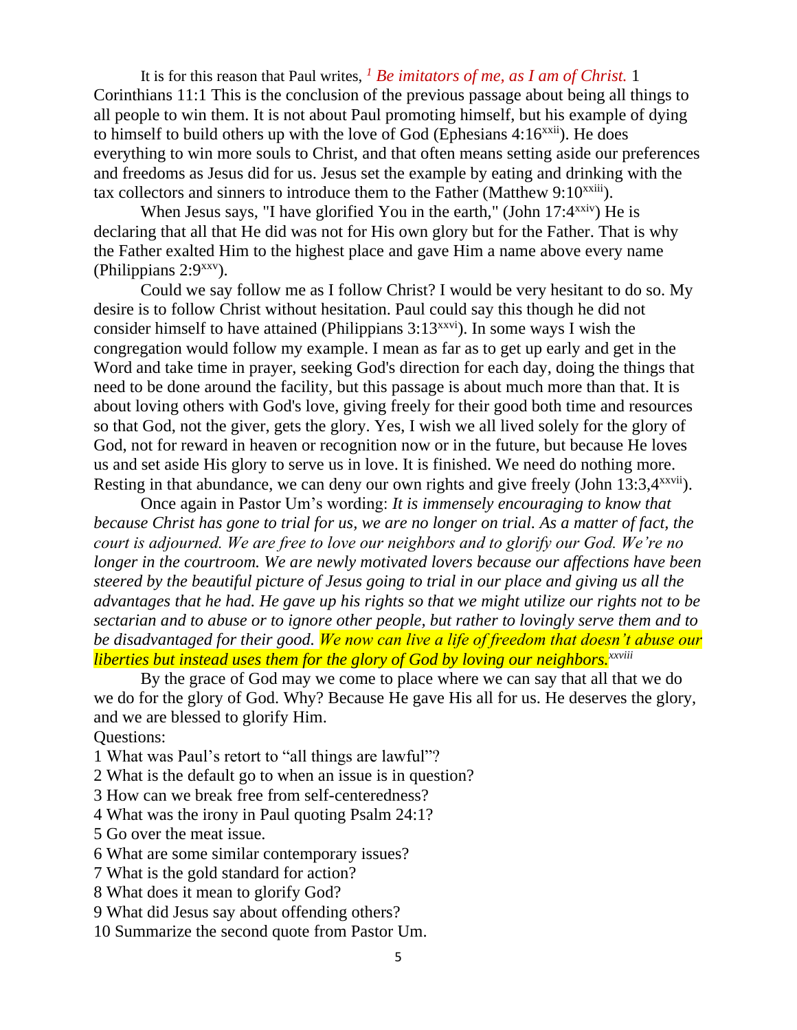It is for this reason that Paul writes, [1] *Be imitators of me, as I am of Christ.* 1 Corinthians 11:1 This is the conclusion of the previous passage about being all things to all people to win them. It is not about Paul promoting himself, but his example of dying to himself to build others up with the love of God (Ephesians 4:16[xxii]). He does everything to win more souls to Christ, and that often means setting aside our preferences and freedoms as Jesus did for us. Jesus set the example by eating and drinking with the tax collectors and sinners to introduce them to the Father (Matthew 9:10[xxiii]).

When Jesus says, "I have glorified You in the earth," (John 17:4[xxiv]) He is declaring that all that He did was not for His own glory but for the Father. That is why the Father exalted Him to the highest place and gave Him a name above every name (Philippians 2:9[xxv]).

Could we say follow me as I follow Christ? I would be very hesitant to do so. My desire is to follow Christ without hesitation. Paul could say this though he did not consider himself to have attained (Philippians 3:13[xxvi]). In some ways I wish the congregation would follow my example. I mean as far as to get up early and get in the Word and take time in prayer, seeking God's direction for each day, doing the things that need to be done around the facility, but this passage is about much more than that. It is about loving others with God's love, giving freely for their good both time and resources so that God, not the giver, gets the glory. Yes, I wish we all lived solely for the glory of God, not for reward in heaven or recognition now or in the future, but because He loves us and set aside His glory to serve us in love. It is finished. We need do nothing more. Resting in that abundance, we can deny our own rights and give freely (John 13:3,4[xxvii]).

Once again in Pastor Um's wording: *It is immensely encouraging to know that because Christ has gone to trial for us, we are no longer on trial. As a matter of fact, the court is adjourned. We are free to love our neighbors and to glorify our God. We're no longer in the courtroom. We are newly motivated lovers because our affections have been steered by the beautiful picture of Jesus going to trial in our place and giving us all the advantages that he had. He gave up his rights so that we might utilize our rights not to be sectarian and to abuse or to ignore other people, but rather to lovingly serve them and to be disadvantaged for their good. We now can live a life of freedom that doesn't abuse our liberties but instead uses them for the glory of God by loving our neighbors.*[xxviii]

By the grace of God may we come to place where we can say that all that we do we do for the glory of God. Why? Because He gave His all for us. He deserves the glory, and we are blessed to glorify Him.

Questions:

1 What was Paul's retort to "all things are lawful"?
2 What is the default go to when an issue is in question?
3 How can we break free from self-centeredness?
4 What was the irony in Paul quoting Psalm 24:1?
5 Go over the meat issue.
6 What are some similar contemporary issues?
7 What is the gold standard for action?
8 What does it mean to glorify God?
9 What did Jesus say about offending others?
10 Summarize the second quote from Pastor Um.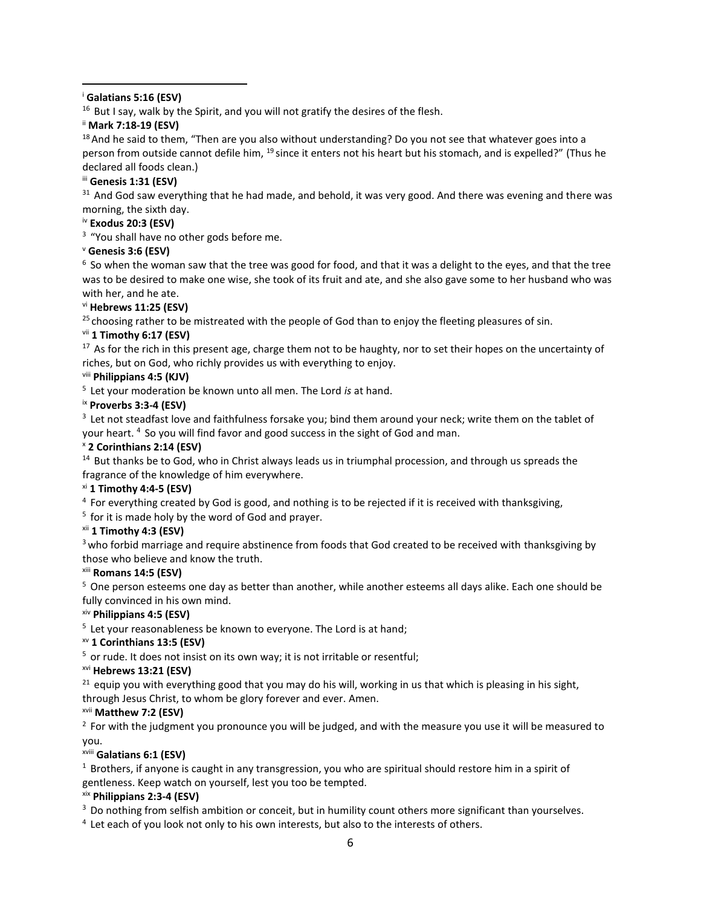---

[i] **Galatians 5:16 (ESV)**

[16] But I say, walk by the Spirit, and you will not gratify the desires of the flesh.

[ii] **Mark 7:18-19 (ESV)**

[18] And he said to them, "Then are you also without understanding? Do you not see that whatever goes into a person from outside cannot defile him, [19] since it enters not his heart but his stomach, and is expelled?" (Thus he declared all foods clean.)

[iii] **Genesis 1:31 (ESV)**

[31] And God saw everything that he had made, and behold, it was very good. And there was evening and there was morning, the sixth day.

[iv] **Exodus 20:3 (ESV)**

[3] "You shall have no other gods before me.

[v] **Genesis 3:6 (ESV)**

[6] So when the woman saw that the tree was good for food, and that it was a delight to the eyes, and that the tree was to be desired to make one wise, she took of its fruit and ate, and she also gave some to her husband who was with her, and he ate.

[vi] **Hebrews 11:25 (ESV)**

[25] choosing rather to be mistreated with the people of God than to enjoy the fleeting pleasures of sin.

[vii] **1 Timothy 6:17 (ESV)**

[17] As for the rich in this present age, charge them not to be haughty, nor to set their hopes on the uncertainty of riches, but on God, who richly provides us with everything to enjoy.

[viii] **Philippians 4:5 (KJV)**

[5] Let your moderation be known unto all men. The Lord *is* at hand.

[ix] **Proverbs 3:3-4 (ESV)**

[3] Let not steadfast love and faithfulness forsake you; bind them around your neck; write them on the tablet of your heart. [4] So you will find favor and good success in the sight of God and man.

[x] **2 Corinthians 2:14 (ESV)**

[14] But thanks be to God, who in Christ always leads us in triumphal procession, and through us spreads the fragrance of the knowledge of him everywhere.

[xi] **1 Timothy 4:4-5 (ESV)**

[4] For everything created by God is good, and nothing is to be rejected if it is received with thanksgiving,
[5] for it is made holy by the word of God and prayer.

[xii] **1 Timothy 4:3 (ESV)**

[3] who forbid marriage and require abstinence from foods that God created to be received with thanksgiving by those who believe and know the truth.

[xiii] **Romans 14:5 (ESV)**

[5] One person esteems one day as better than another, while another esteems all days alike. Each one should be fully convinced in his own mind.

[xiv] **Philippians 4:5 (ESV)**

[5] Let your reasonableness be known to everyone. The Lord is at hand;

[xv] **1 Corinthians 13:5 (ESV)**

[5] or rude. It does not insist on its own way; it is not irritable or resentful;

[xvi] **Hebrews 13:21 (ESV)**

[21] equip you with everything good that you may do his will, working in us that which is pleasing in his sight, through Jesus Christ, to whom be glory forever and ever. Amen.

[xvii] **Matthew 7:2 (ESV)**

[2] For with the judgment you pronounce you will be judged, and with the measure you use it will be measured to you.

[xviii] **Galatians 6:1 (ESV)**

[1] Brothers, if anyone is caught in any transgression, you who are spiritual should restore him in a spirit of gentleness. Keep watch on yourself, lest you too be tempted.

[xix] **Philippians 2:3-4 (ESV)**

[3] Do nothing from selfish ambition or conceit, but in humility count others more significant than yourselves.
[4] Let each of you look not only to his own interests, but also to the interests of others.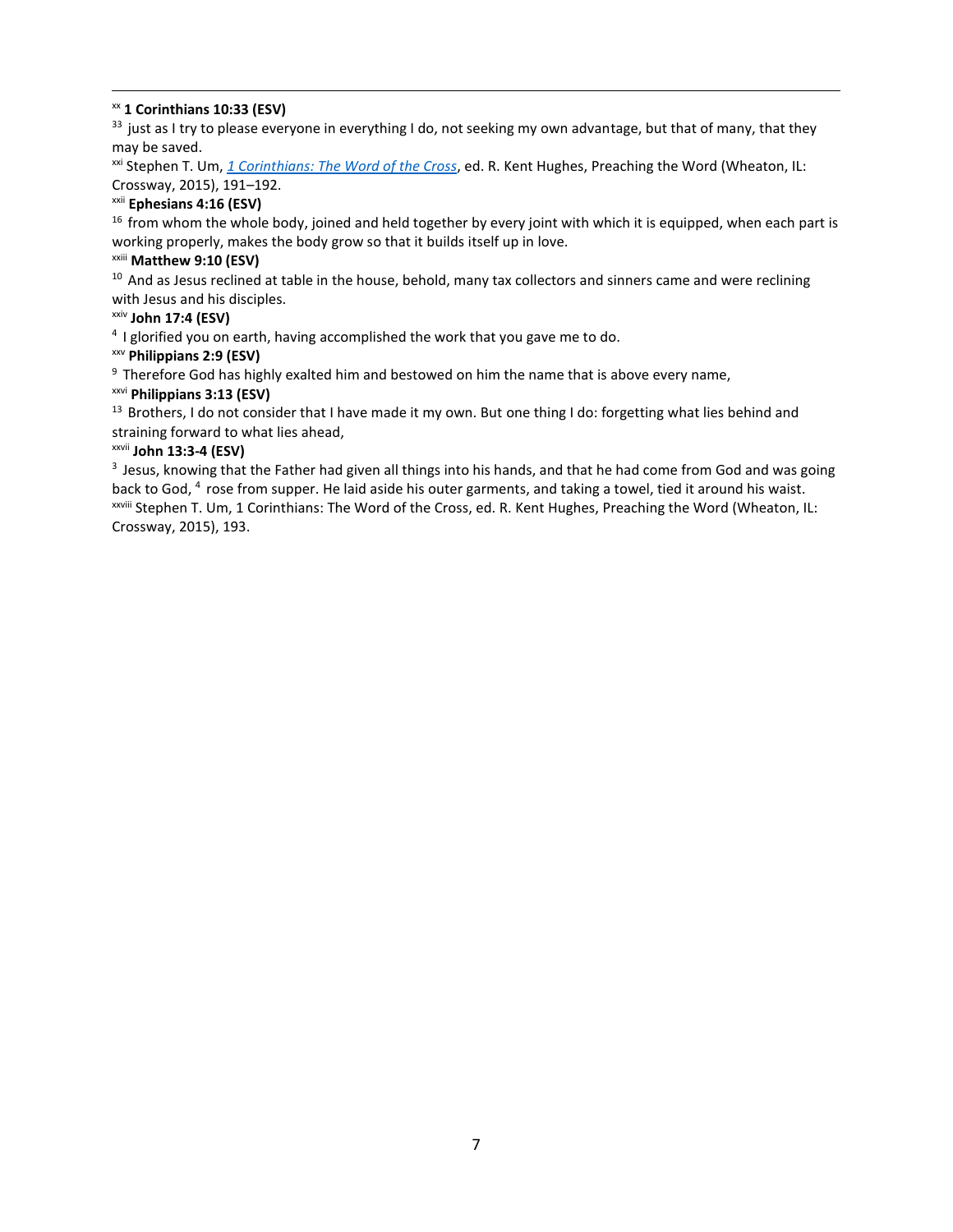[xx] **1 Corinthians 10:33 (ESV)**

[33] just as I try to please everyone in everything I do, not seeking my own advantage, but that of many, that they may be saved.

[xxi] Stephen T. Um, *1 Corinthians: The Word of the Cross*, ed. R. Kent Hughes, Preaching the Word (Wheaton, IL: Crossway, 2015), 191–192.

[xxii] **Ephesians 4:16 (ESV)**

[16] from whom the whole body, joined and held together by every joint with which it is equipped, when each part is working properly, makes the body grow so that it builds itself up in love.

[xxiii] **Matthew 9:10 (ESV)**

[10] And as Jesus reclined at table in the house, behold, many tax collectors and sinners came and were reclining with Jesus and his disciples.

[xxiv] **John 17:4 (ESV)**

[4] I glorified you on earth, having accomplished the work that you gave me to do.

[xxv] **Philippians 2:9 (ESV)**

[9] Therefore God has highly exalted him and bestowed on him the name that is above every name,

[xxvi] **Philippians 3:13 (ESV)**

[13] Brothers, I do not consider that I have made it my own. But one thing I do: forgetting what lies behind and straining forward to what lies ahead,

[xxvii] **John 13:3-4 (ESV)**

[3] Jesus, knowing that the Father had given all things into his hands, and that he had come from God and was going back to God, [4] rose from supper. He laid aside his outer garments, and taking a towel, tied it around his waist.

[xxviii] Stephen T. Um, 1 Corinthians: The Word of the Cross, ed. R. Kent Hughes, Preaching the Word (Wheaton, IL: Crossway, 2015), 193.